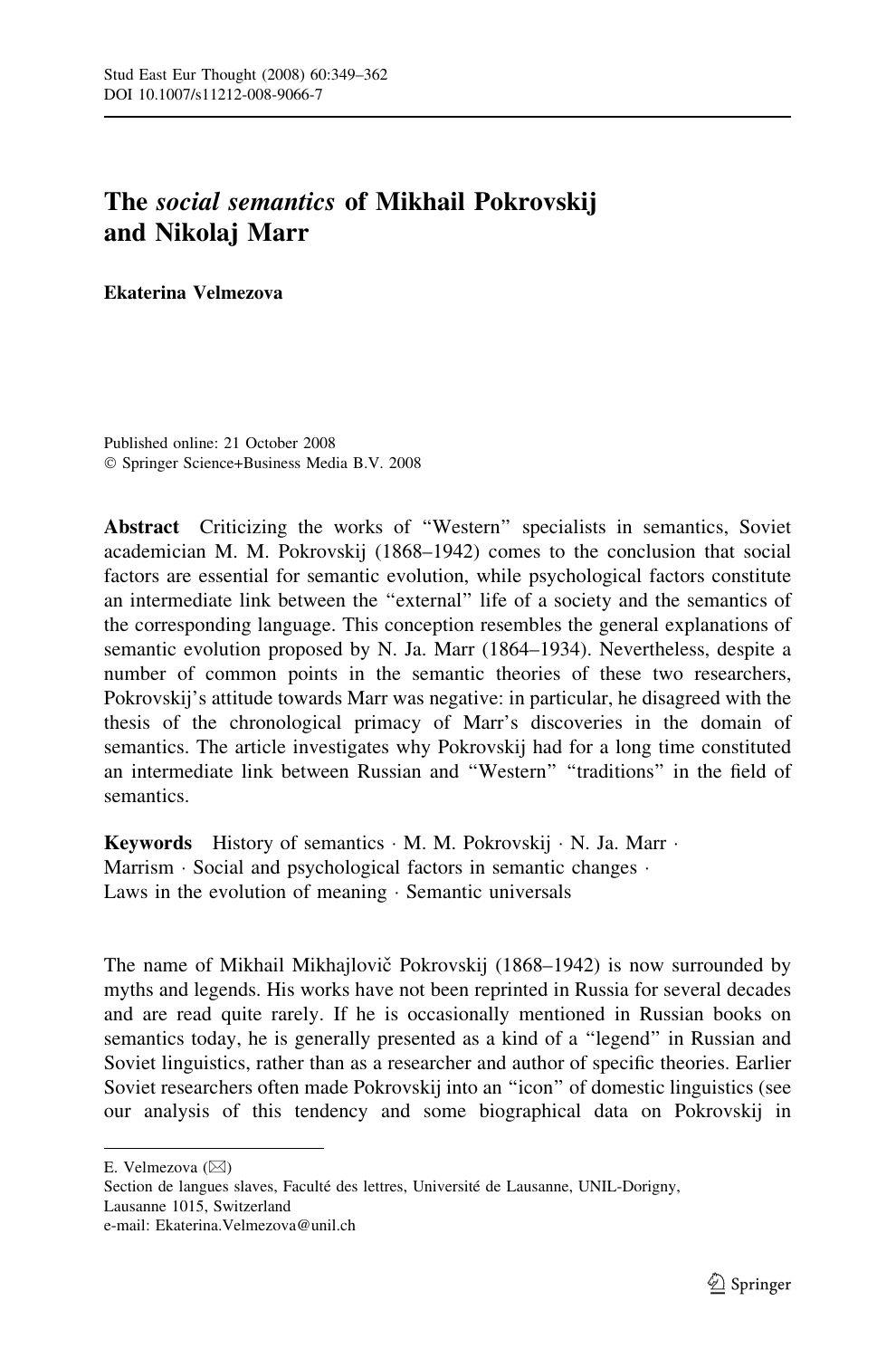# The *social semantics* of Mikhail Pokrovskij and Nikolaj Marr

**Ekaterina Velmezova**

Published online: 21 October 2008
© Springer Science+Business Media B.V. 2008

**Abstract** Criticizing the works of "Western" specialists in semantics, Soviet academician M. M. Pokrovskij (1868–1942) comes to the conclusion that social factors are essential for semantic evolution, while psychological factors constitute an intermediate link between the "external" life of a society and the semantics of the corresponding language. This conception resembles the general explanations of semantic evolution proposed by N. Ja. Marr (1864–1934). Nevertheless, despite a number of common points in the semantic theories of these two researchers, Pokrovskij's attitude towards Marr was negative: in particular, he disagreed with the thesis of the chronological primacy of Marr's discoveries in the domain of semantics. The article investigates why Pokrovskij had for a long time constituted an intermediate link between Russian and "Western" "traditions" in the field of semantics.

**Keywords** History of semantics · M. M. Pokrovskij · N. Ja. Marr · Marrism · Social and psychological factors in semantic changes · Laws in the evolution of meaning · Semantic universals

The name of Mikhail Mikhajlovič Pokrovskij (1868–1942) is now surrounded by myths and legends. His works have not been reprinted in Russia for several decades and are read quite rarely. If he is occasionally mentioned in Russian books on semantics today, he is generally presented as a kind of a "legend" in Russian and Soviet linguistics, rather than as a researcher and author of specific theories. Earlier Soviet researchers often made Pokrovskij into an "icon" of domestic linguistics (see our analysis of this tendency and some biographical data on Pokrovskij in

---

E. Velmezova (✉)
Section de langues slaves, Faculté des lettres, Université de Lausanne, UNIL-Dorigny, Lausanne 1015, Switzerland
e-mail: Ekaterina.Velmezova@unil.ch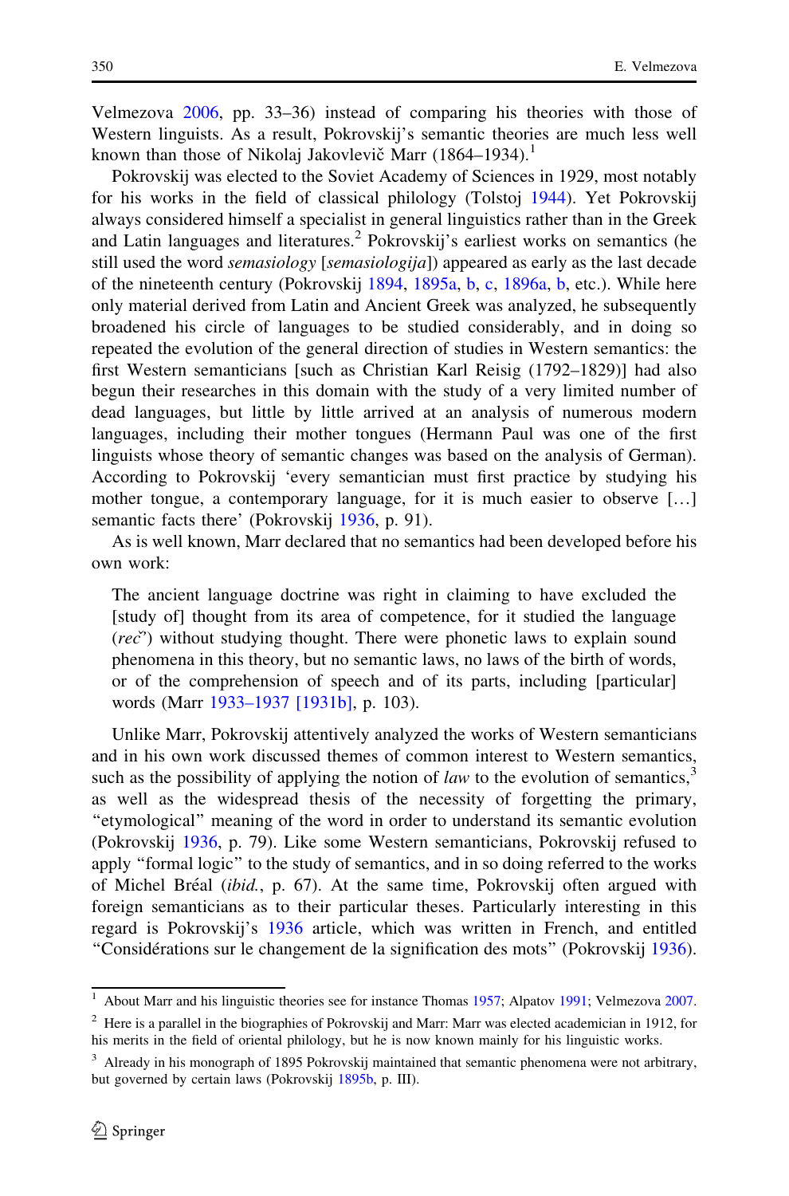Velmezova 2006, pp. 33–36) instead of comparing his theories with those of Western linguists. As a result, Pokrovskij's semantic theories are much less well known than those of Nikolaj Jakovlevič Marr (1864–1934).[1]

Pokrovskij was elected to the Soviet Academy of Sciences in 1929, most notably for his works in the field of classical philology (Tolstoj 1944). Yet Pokrovskij always considered himself a specialist in general linguistics rather than in the Greek and Latin languages and literatures.[2] Pokrovskij's earliest works on semantics (he still used the word *semasiology* [*semasiologija*]) appeared as early as the last decade of the nineteenth century (Pokrovskij 1894, 1895a, b, c, 1896a, b, etc.). While here only material derived from Latin and Ancient Greek was analyzed, he subsequently broadened his circle of languages to be studied considerably, and in doing so repeated the evolution of the general direction of studies in Western semantics: the first Western semanticians [such as Christian Karl Reisig (1792–1829)] had also begun their researches in this domain with the study of a very limited number of dead languages, but little by little arrived at an analysis of numerous modern languages, including their mother tongues (Hermann Paul was one of the first linguists whose theory of semantic changes was based on the analysis of German). According to Pokrovskij 'every semantician must first practice by studying his mother tongue, a contemporary language, for it is much easier to observe […] semantic facts there' (Pokrovskij 1936, p. 91).

As is well known, Marr declared that no semantics had been developed before his own work:

> The ancient language doctrine was right in claiming to have excluded the [study of] thought from its area of competence, for it studied the language (*reč̆*) without studying thought. There were phonetic laws to explain sound phenomena in this theory, but no semantic laws, no laws of the birth of words, or of the comprehension of speech and of its parts, including [particular] words (Marr 1933–1937 [1931b], p. 103).

Unlike Marr, Pokrovskij attentively analyzed the works of Western semanticians and in his own work discussed themes of common interest to Western semantics, such as the possibility of applying the notion of *law* to the evolution of semantics,[3] as well as the widespread thesis of the necessity of forgetting the primary, "etymological" meaning of the word in order to understand its semantic evolution (Pokrovskij 1936, p. 79). Like some Western semanticians, Pokrovskij refused to apply "formal logic" to the study of semantics, and in so doing referred to the works of Michel Bréal (*ibid.*, p. 67). At the same time, Pokrovskij often argued with foreign semanticians as to their particular theses. Particularly interesting in this regard is Pokrovskij's 1936 article, which was written in French, and entitled "Considérations sur le changement de la signification des mots" (Pokrovskij 1936).

---

[1] About Marr and his linguistic theories see for instance Thomas 1957; Alpatov 1991; Velmezova 2007.

[2] Here is a parallel in the biographies of Pokrovskij and Marr: Marr was elected academician in 1912, for his merits in the field of oriental philology, but he is now known mainly for his linguistic works.

[3] Already in his monograph of 1895 Pokrovskij maintained that semantic phenomena were not arbitrary, but governed by certain laws (Pokrovskij 1895b, p. III).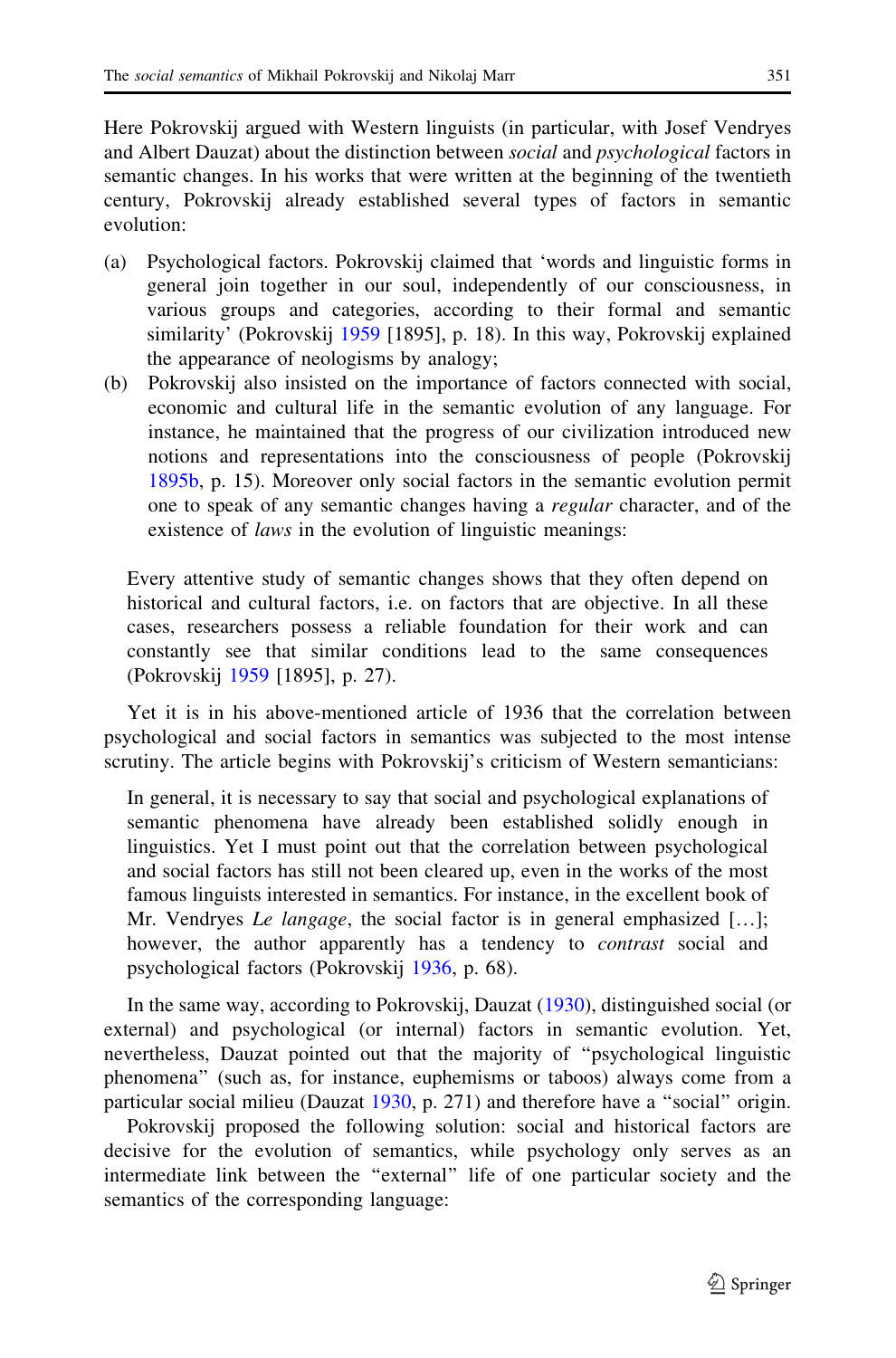Here Pokrovskij argued with Western linguists (in particular, with Josef Vendryes and Albert Dauzat) about the distinction between *social* and *psychological* factors in semantic changes. In his works that were written at the beginning of the twentieth century, Pokrovskij already established several types of factors in semantic evolution:

(a) Psychological factors. Pokrovskij claimed that 'words and linguistic forms in general join together in our soul, independently of our consciousness, in various groups and categories, according to their formal and semantic similarity' (Pokrovskij 1959 [1895], p. 18). In this way, Pokrovskij explained the appearance of neologisms by analogy;

(b) Pokrovskij also insisted on the importance of factors connected with social, economic and cultural life in the semantic evolution of any language. For instance, he maintained that the progress of our civilization introduced new notions and representations into the consciousness of people (Pokrovskij 1895b, p. 15). Moreover only social factors in the semantic evolution permit one to speak of any semantic changes having a *regular* character, and of the existence of *laws* in the evolution of linguistic meanings:

> Every attentive study of semantic changes shows that they often depend on historical and cultural factors, i.e. on factors that are objective. In all these cases, researchers possess a reliable foundation for their work and can constantly see that similar conditions lead to the same consequences (Pokrovskij 1959 [1895], p. 27).

Yet it is in his above-mentioned article of 1936 that the correlation between psychological and social factors in semantics was subjected to the most intense scrutiny. The article begins with Pokrovskij's criticism of Western semanticians:

> In general, it is necessary to say that social and psychological explanations of semantic phenomena have already been established solidly enough in linguistics. Yet I must point out that the correlation between psychological and social factors has still not been cleared up, even in the works of the most famous linguists interested in semantics. For instance, in the excellent book of Mr. Vendryes *Le langage*, the social factor is in general emphasized […]; however, the author apparently has a tendency to *contrast* social and psychological factors (Pokrovskij 1936, p. 68).

In the same way, according to Pokrovskij, Dauzat (1930), distinguished social (or external) and psychological (or internal) factors in semantic evolution. Yet, nevertheless, Dauzat pointed out that the majority of "psychological linguistic phenomena" (such as, for instance, euphemisms or taboos) always come from a particular social milieu (Dauzat 1930, p. 271) and therefore have a "social" origin.

Pokrovskij proposed the following solution: social and historical factors are decisive for the evolution of semantics, while psychology only serves as an intermediate link between the "external" life of one particular society and the semantics of the corresponding language: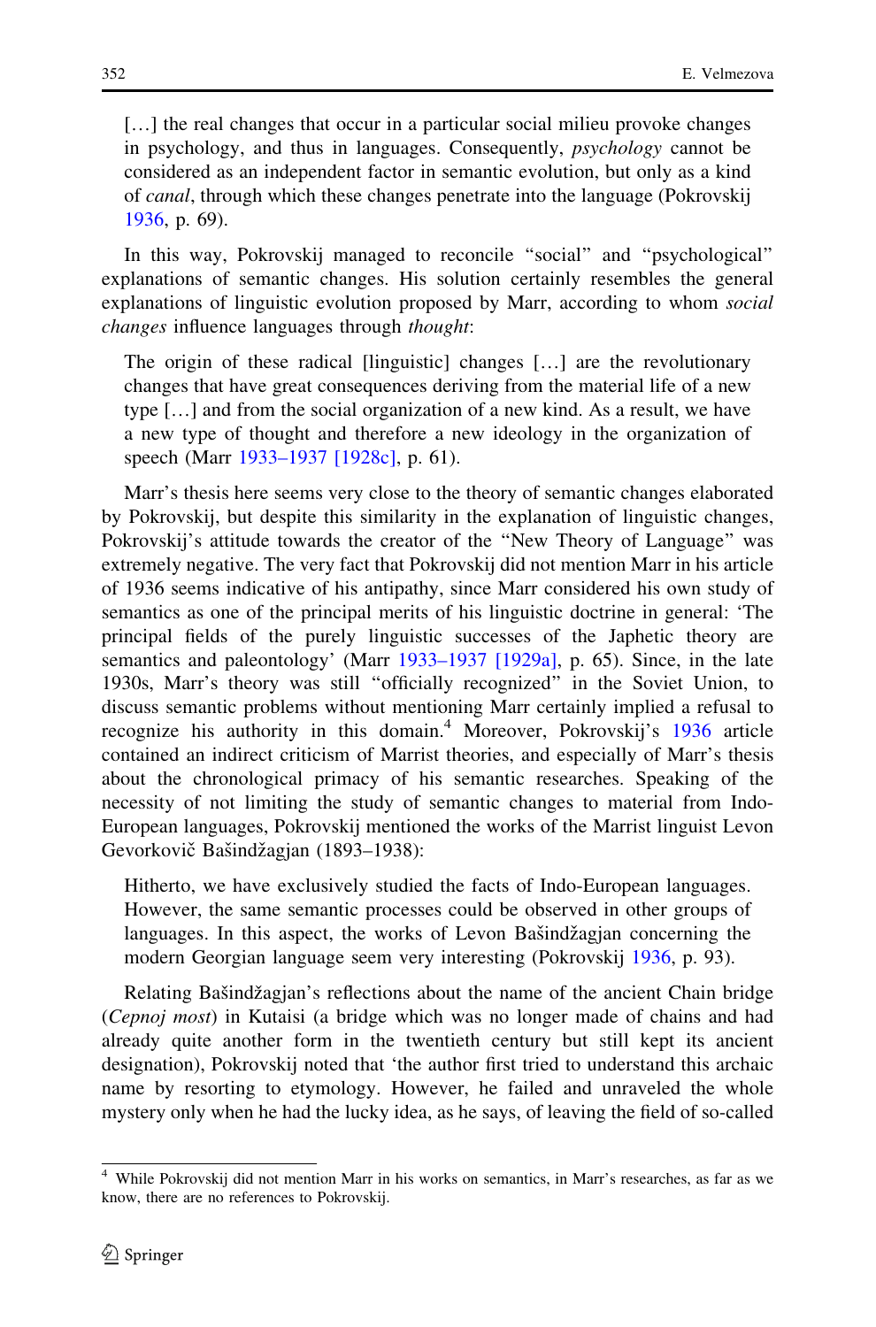> […] the real changes that occur in a particular social milieu provoke changes in psychology, and thus in languages. Consequently, *psychology* cannot be considered as an independent factor in semantic evolution, but only as a kind of *canal*, through which these changes penetrate into the language (Pokrovskij 1936, p. 69).

In this way, Pokrovskij managed to reconcile "social" and "psychological" explanations of semantic changes. His solution certainly resembles the general explanations of linguistic evolution proposed by Marr, according to whom *social changes* influence languages through *thought*:

> The origin of these radical [linguistic] changes […] are the revolutionary changes that have great consequences deriving from the material life of a new type […] and from the social organization of a new kind. As a result, we have a new type of thought and therefore a new ideology in the organization of speech (Marr 1933–1937 [1928c], p. 61).

Marr's thesis here seems very close to the theory of semantic changes elaborated by Pokrovskij, but despite this similarity in the explanation of linguistic changes, Pokrovskij's attitude towards the creator of the "New Theory of Language" was extremely negative. The very fact that Pokrovskij did not mention Marr in his article of 1936 seems indicative of his antipathy, since Marr considered his own study of semantics as one of the principal merits of his linguistic doctrine in general: 'The principal fields of the purely linguistic successes of the Japhetic theory are semantics and paleontology' (Marr 1933–1937 [1929a], p. 65). Since, in the late 1930s, Marr's theory was still "officially recognized" in the Soviet Union, to discuss semantic problems without mentioning Marr certainly implied a refusal to recognize his authority in this domain.[4] Moreover, Pokrovskij's 1936 article contained an indirect criticism of Marrist theories, and especially of Marr's thesis about the chronological primacy of his semantic researches. Speaking of the necessity of not limiting the study of semantic changes to material from Indo-European languages, Pokrovskij mentioned the works of the Marrist linguist Levon Gevorkovič Bašindžagjan (1893–1938):

> Hitherto, we have exclusively studied the facts of Indo-European languages. However, the same semantic processes could be observed in other groups of languages. In this aspect, the works of Levon Bašindžagjan concerning the modern Georgian language seem very interesting (Pokrovskij 1936, p. 93).

Relating Bašindžagjan's reflections about the name of the ancient Chain bridge (*Cepnoj most*) in Kutaisi (a bridge which was no longer made of chains and had already quite another form in the twentieth century but still kept its ancient designation), Pokrovskij noted that 'the author first tried to understand this archaic name by resorting to etymology. However, he failed and unraveled the whole mystery only when he had the lucky idea, as he says, of leaving the field of so-called

---

[4] While Pokrovskij did not mention Marr in his works on semantics, in Marr's researches, as far as we know, there are no references to Pokrovskij.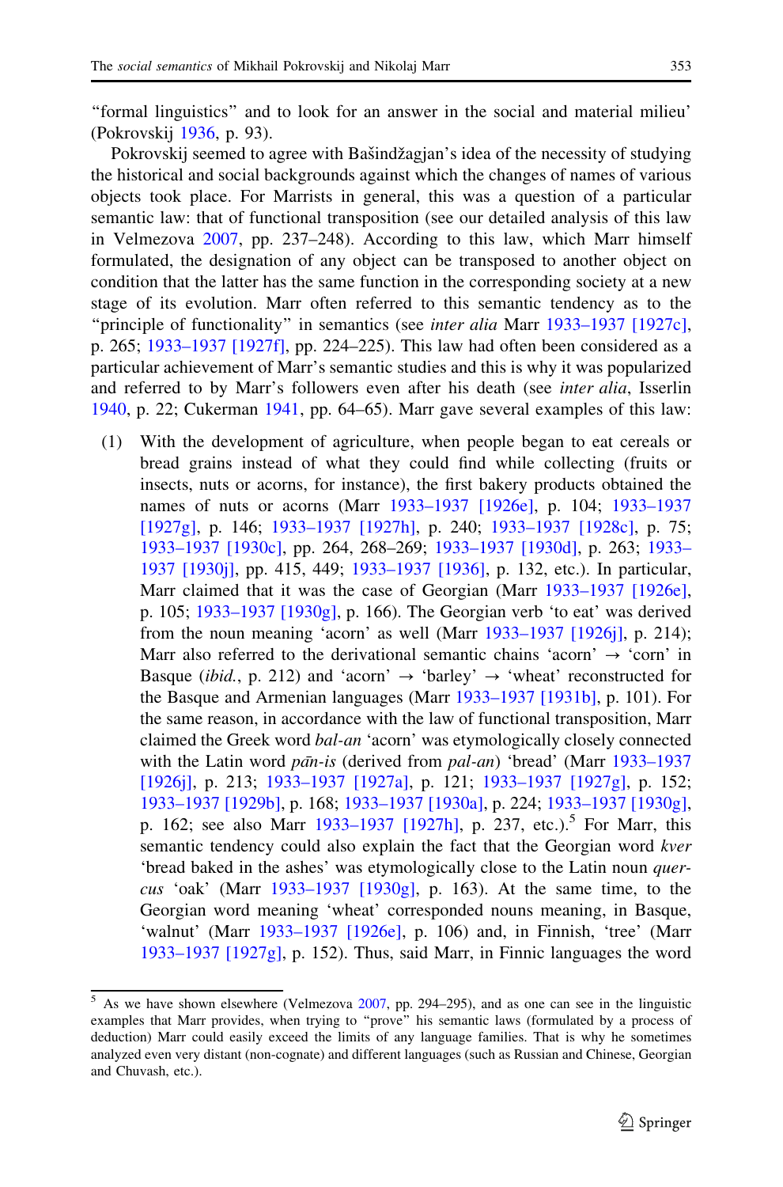"formal linguistics" and to look for an answer in the social and material milieu' (Pokrovskij 1936, p. 93).

Pokrovskij seemed to agree with Bašindžagjan's idea of the necessity of studying the historical and social backgrounds against which the changes of names of various objects took place. For Marrists in general, this was a question of a particular semantic law: that of functional transposition (see our detailed analysis of this law in Velmezova 2007, pp. 237–248). According to this law, which Marr himself formulated, the designation of any object can be transposed to another object on condition that the latter has the same function in the corresponding society at a new stage of its evolution. Marr often referred to this semantic tendency as to the "principle of functionality" in semantics (see *inter alia* Marr 1933–1937 [1927c], p. 265; 1933–1937 [1927f], pp. 224–225). This law had often been considered as a particular achievement of Marr's semantic studies and this is why it was popularized and referred to by Marr's followers even after his death (see *inter alia*, Isserlin 1940, p. 22; Cukerman 1941, pp. 64–65). Marr gave several examples of this law:

(1) With the development of agriculture, when people began to eat cereals or bread grains instead of what they could find while collecting (fruits or insects, nuts or acorns, for instance), the first bakery products obtained the names of nuts or acorns (Marr 1933–1937 [1926e], p. 104; 1933–1937 [1927g], p. 146; 1933–1937 [1927h], p. 240; 1933–1937 [1928c], p. 75; 1933–1937 [1930c], pp. 264, 268–269; 1933–1937 [1930d], p. 263; 1933–1937 [1930j], pp. 415, 449; 1933–1937 [1936], p. 132, etc.). In particular, Marr claimed that it was the case of Georgian (Marr 1933–1937 [1926e], p. 105; 1933–1937 [1930g], p. 166). The Georgian verb 'to eat' was derived from the noun meaning 'acorn' as well (Marr 1933–1937 [1926j], p. 214); Marr also referred to the derivational semantic chains 'acorn' → 'corn' in Basque (*ibid.*, p. 212) and 'acorn' → 'barley' → 'wheat' reconstructed for the Basque and Armenian languages (Marr 1933–1937 [1931b], p. 101). For the same reason, in accordance with the law of functional transposition, Marr claimed the Greek word *bal-an* 'acorn' was etymologically closely connected with the Latin word *pān-is* (derived from *pal-an*) 'bread' (Marr 1933–1937 [1926j], p. 213; 1933–1937 [1927a], p. 121; 1933–1937 [1927g], p. 152; 1933–1937 [1929b], p. 168; 1933–1937 [1930a], p. 224; 1933–1937 [1930g], p. 162; see also Marr 1933–1937 [1927h], p. 237, etc.).[5] For Marr, this semantic tendency could also explain the fact that the Georgian word *kver* 'bread baked in the ashes' was etymologically close to the Latin noun *quercus* 'oak' (Marr 1933–1937 [1930g], p. 163). At the same time, to the Georgian word meaning 'wheat' corresponded nouns meaning, in Basque, 'walnut' (Marr 1933–1937 [1926e], p. 106) and, in Finnish, 'tree' (Marr 1933–1937 [1927g], p. 152). Thus, said Marr, in Finnic languages the word

---

[5] As we have shown elsewhere (Velmezova 2007, pp. 294–295), and as one can see in the linguistic examples that Marr provides, when trying to "prove" his semantic laws (formulated by a process of deduction) Marr could easily exceed the limits of any language families. That is why he sometimes analyzed even very distant (non-cognate) and different languages (such as Russian and Chinese, Georgian and Chuvash, etc.).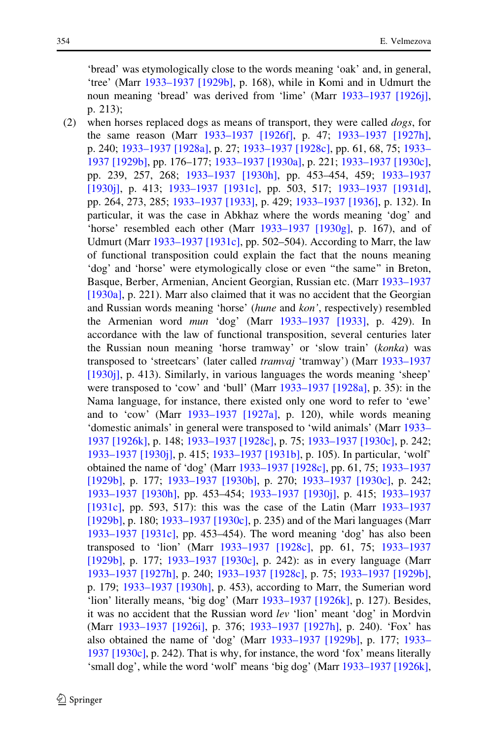‘bread’ was etymologically close to the words meaning ‘oak’ and, in general, ‘tree’ (Marr 1933–1937 [1929b], p. 168), while in Komi and in Udmurt the noun meaning ‘bread’ was derived from ‘lime’ (Marr 1933–1937 [1926j], p. 213);

(2) when horses replaced dogs as means of transport, they were called *dogs*, for the same reason (Marr 1933–1937 [1926f], p. 47; 1933–1937 [1927h], p. 240; 1933–1937 [1928a], p. 27; 1933–1937 [1928c], pp. 61, 68, 75; 1933–1937 [1929b], pp. 176–177; 1933–1937 [1930a], p. 221; 1933–1937 [1930c], pp. 239, 257, 268; 1933–1937 [1930h], pp. 453–454, 459; 1933–1937 [1930j], p. 413; 1933–1937 [1931c], pp. 503, 517; 1933–1937 [1931d], pp. 264, 273, 285; 1933–1937 [1933], p. 429; 1933–1937 [1936], p. 132). In particular, it was the case in Abkhaz where the words meaning ‘dog’ and ‘horse’ resembled each other (Marr 1933–1937 [1930g], p. 167), and of Udmurt (Marr 1933–1937 [1931c], pp. 502–504). According to Marr, the law of functional transposition could explain the fact that the nouns meaning ‘dog’ and ‘horse’ were etymologically close or even “the same” in Breton, Basque, Berber, Armenian, Ancient Georgian, Russian etc. (Marr 1933–1937 [1930a], p. 221). Marr also claimed that it was no accident that the Georgian and Russian words meaning ‘horse’ (*hune* and *kon’*, respectively) resembled the Armenian word *mun* ‘dog’ (Marr 1933–1937 [1933], p. 429). In accordance with the law of functional transposition, several centuries later the Russian noun meaning ‘horse tramway’ or ‘slow train’ (*konka*) was transposed to ‘streetcars’ (later called *tramvaj* ‘tramway’) (Marr 1933–1937 [1930j], p. 413). Similarly, in various languages the words meaning ‘sheep’ were transposed to ‘cow’ and ‘bull’ (Marr 1933–1937 [1928a], p. 35): in the Nama language, for instance, there existed only one word to refer to ‘ewe’ and to ‘cow’ (Marr 1933–1937 [1927a], p. 120), while words meaning ‘domestic animals’ in general were transposed to ‘wild animals’ (Marr 1933–1937 [1926k], p. 148; 1933–1937 [1928c], p. 75; 1933–1937 [1930c], p. 242; 1933–1937 [1930j], p. 415; 1933–1937 [1931b], p. 105). In particular, ‘wolf’ obtained the name of ‘dog’ (Marr 1933–1937 [1928c], pp. 61, 75; 1933–1937 [1929b], p. 177; 1933–1937 [1930b], p. 270; 1933–1937 [1930c], p. 242; 1933–1937 [1930h], pp. 453–454; 1933–1937 [1930j], p. 415; 1933–1937 [1931c], pp. 593, 517): this was the case of the Latin (Marr 1933–1937 [1929b], p. 180; 1933–1937 [1930c], p. 235) and of the Mari languages (Marr 1933–1937 [1931c], pp. 453–454). The word meaning ‘dog’ has also been transposed to ‘lion’ (Marr 1933–1937 [1928c], pp. 61, 75; 1933–1937 [1929b], p. 177; 1933–1937 [1930c], p. 242): as in every language (Marr 1933–1937 [1927h], p. 240; 1933–1937 [1928c], p. 75; 1933–1937 [1929b], p. 179; 1933–1937 [1930h], p. 453), according to Marr, the Sumerian word ‘lion’ literally means, ‘big dog’ (Marr 1933–1937 [1926k], p. 127). Besides, it was no accident that the Russian word *lev* ‘lion’ meant ‘dog’ in Mordvin (Marr 1933–1937 [1926i], p. 376; 1933–1937 [1927h], p. 240). ‘Fox’ has also obtained the name of ‘dog’ (Marr 1933–1937 [1929b], p. 177; 1933–1937 [1930c], p. 242). That is why, for instance, the word ‘fox’ means literally ‘small dog’, while the word ‘wolf’ means ‘big dog’ (Marr 1933–1937 [1926k],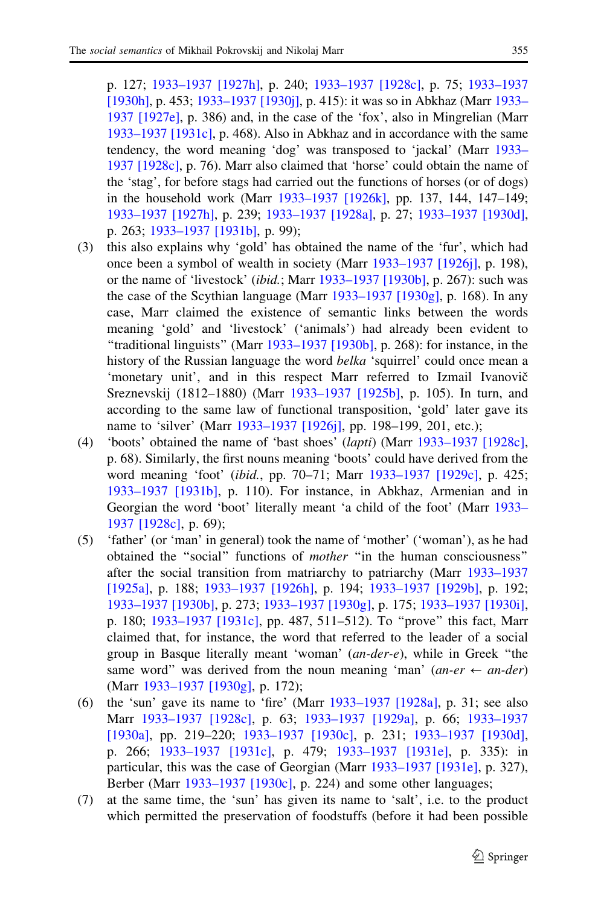p. 127; 1933–1937 [1927h], p. 240; 1933–1937 [1928c], p. 75; 1933–1937 [1930h], p. 453; 1933–1937 [1930j], p. 415): it was so in Abkhaz (Marr 1933–1937 [1927e], p. 386) and, in the case of the 'fox', also in Mingrelian (Marr 1933–1937 [1931c], p. 468). Also in Abkhaz and in accordance with the same tendency, the word meaning 'dog' was transposed to 'jackal' (Marr 1933–1937 [1928c], p. 76). Marr also claimed that 'horse' could obtain the name of the 'stag', for before stags had carried out the functions of horses (or of dogs) in the household work (Marr 1933–1937 [1926k], pp. 137, 144, 147–149; 1933–1937 [1927h], p. 239; 1933–1937 [1928a], p. 27; 1933–1937 [1930d], p. 263; 1933–1937 [1931b], p. 99);

(3) this also explains why 'gold' has obtained the name of the 'fur', which had once been a symbol of wealth in society (Marr 1933–1937 [1926j], p. 198), or the name of 'livestock' (*ibid.*; Marr 1933–1937 [1930b], p. 267): such was the case of the Scythian language (Marr 1933–1937 [1930g], p. 168). In any case, Marr claimed the existence of semantic links between the words meaning 'gold' and 'livestock' ('animals') had already been evident to "traditional linguists" (Marr 1933–1937 [1930b], p. 268): for instance, in the history of the Russian language the word *belka* 'squirrel' could once mean a 'monetary unit', and in this respect Marr referred to Izmail Ivanovič Sreznevskij (1812–1880) (Marr 1933–1937 [1925b], p. 105). In turn, and according to the same law of functional transposition, 'gold' later gave its name to 'silver' (Marr 1933–1937 [1926j], pp. 198–199, 201, etc.);

(4) 'boots' obtained the name of 'bast shoes' (*lapti*) (Marr 1933–1937 [1928c], p. 68). Similarly, the first nouns meaning 'boots' could have derived from the word meaning 'foot' (*ibid.*, pp. 70–71; Marr 1933–1937 [1929c], p. 425; 1933–1937 [1931b], p. 110). For instance, in Abkhaz, Armenian and in Georgian the word 'boot' literally meant 'a child of the foot' (Marr 1933–1937 [1928c], p. 69);

(5) 'father' (or 'man' in general) took the name of 'mother' ('woman'), as he had obtained the "social" functions of *mother* "in the human consciousness" after the social transition from matriarchy to patriarchy (Marr 1933–1937 [1925a], p. 188; 1933–1937 [1926h], p. 194; 1933–1937 [1929b], p. 192; 1933–1937 [1930b], p. 273; 1933–1937 [1930g], p. 175; 1933–1937 [1930i], p. 180; 1933–1937 [1931c], pp. 487, 511–512). To "prove" this fact, Marr claimed that, for instance, the word that referred to the leader of a social group in Basque literally meant 'woman' (*an-der-e*), while in Greek "the same word" was derived from the noun meaning 'man' (*an-er* ← *an-der*) (Marr 1933–1937 [1930g], p. 172);

(6) the 'sun' gave its name to 'fire' (Marr 1933–1937 [1928a], p. 31; see also Marr 1933–1937 [1928c], p. 63; 1933–1937 [1929a], p. 66; 1933–1937 [1930a], pp. 219–220; 1933–1937 [1930c], p. 231; 1933–1937 [1930d], p. 266; 1933–1937 [1931c], p. 479; 1933–1937 [1931e], p. 335): in particular, this was the case of Georgian (Marr 1933–1937 [1931e], p. 327), Berber (Marr 1933–1937 [1930c], p. 224) and some other languages;

(7) at the same time, the 'sun' has given its name to 'salt', i.e. to the product which permitted the preservation of foodstuffs (before it had been possible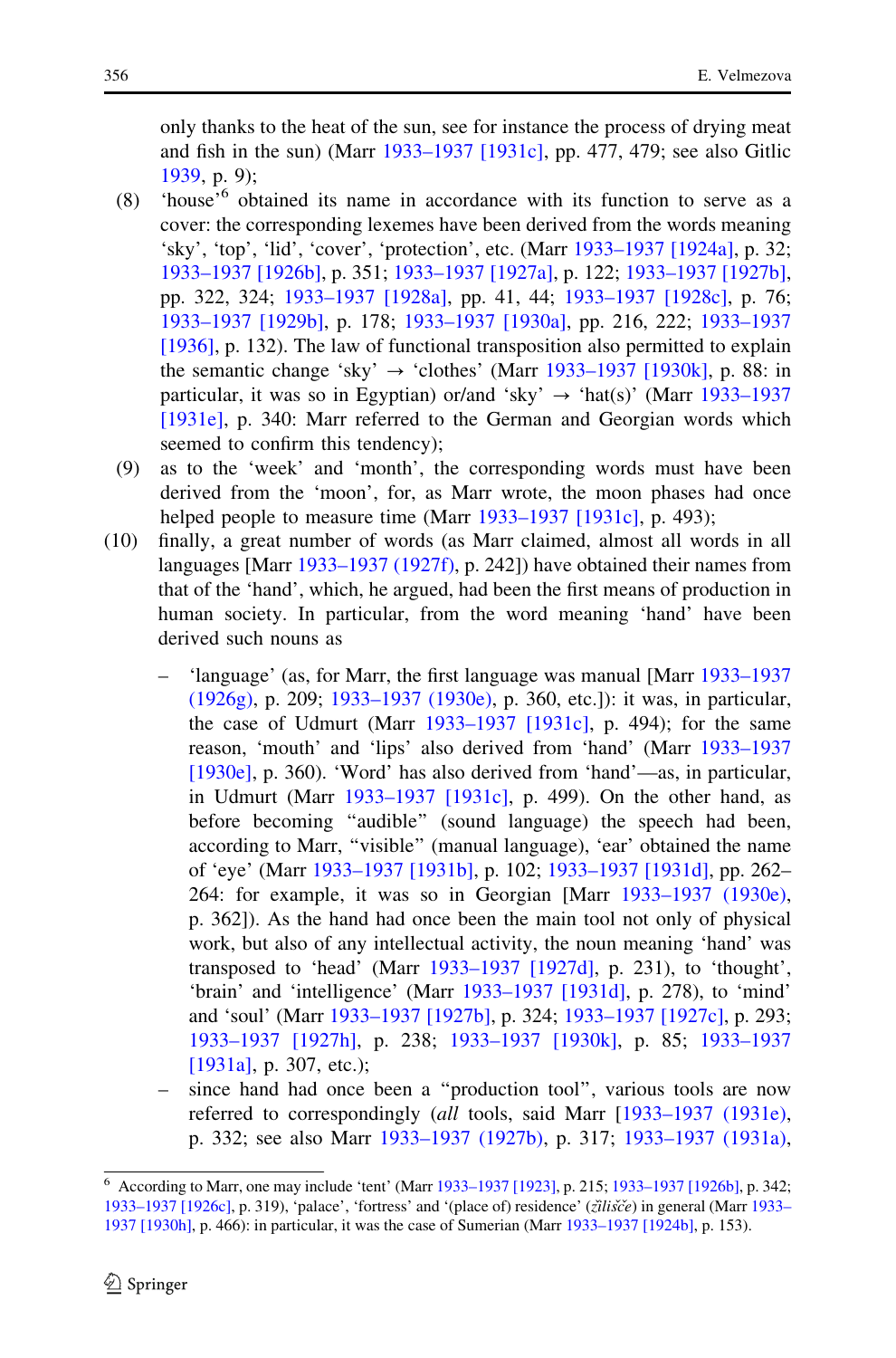only thanks to the heat of the sun, see for instance the process of drying meat and fish in the sun) (Marr 1933–1937 [1931c], pp. 477, 479; see also Gitlic 1939, p. 9);

(8) 'house'[6] obtained its name in accordance with its function to serve as a cover: the corresponding lexemes have been derived from the words meaning 'sky', 'top', 'lid', 'cover', 'protection', etc. (Marr 1933–1937 [1924a], p. 32; 1933–1937 [1926b], p. 351; 1933–1937 [1927a], p. 122; 1933–1937 [1927b], pp. 322, 324; 1933–1937 [1928a], pp. 41, 44; 1933–1937 [1928c], p. 76; 1933–1937 [1929b], p. 178; 1933–1937 [1930a], pp. 216, 222; 1933–1937 [1936], p. 132). The law of functional transposition also permitted to explain the semantic change 'sky' → 'clothes' (Marr 1933–1937 [1930k], p. 88: in particular, it was so in Egyptian) or/and 'sky' → 'hat(s)' (Marr 1933–1937 [1931e], p. 340: Marr referred to the German and Georgian words which seemed to confirm this tendency);

(9) as to the 'week' and 'month', the corresponding words must have been derived from the 'moon', for, as Marr wrote, the moon phases had once helped people to measure time (Marr 1933–1937 [1931c], p. 493);

(10) finally, a great number of words (as Marr claimed, almost all words in all languages [Marr 1933–1937 (1927f), p. 242]) have obtained their names from that of the 'hand', which, he argued, had been the first means of production in human society. In particular, from the word meaning 'hand' have been derived such nouns as

- 'language' (as, for Marr, the first language was manual [Marr 1933–1937 (1926g), p. 209; 1933–1937 (1930e), p. 360, etc.]): it was, in particular, the case of Udmurt (Marr 1933–1937 [1931c], p. 494); for the same reason, 'mouth' and 'lips' also derived from 'hand' (Marr 1933–1937 [1930e], p. 360). 'Word' has also derived from 'hand'—as, in particular, in Udmurt (Marr 1933–1937 [1931c], p. 499). On the other hand, as before becoming "audible" (sound language) the speech had been, according to Marr, "visible" (manual language), 'ear' obtained the name of 'eye' (Marr 1933–1937 [1931b], p. 102; 1933–1937 [1931d], pp. 262–264: for example, it was so in Georgian [Marr 1933–1937 (1930e), p. 362]). As the hand had once been the main tool not only of physical work, but also of any intellectual activity, the noun meaning 'hand' was transposed to 'head' (Marr 1933–1937 [1927d], p. 231), to 'thought', 'brain' and 'intelligence' (Marr 1933–1937 [1931d], p. 278), to 'mind' and 'soul' (Marr 1933–1937 [1927b], p. 324; 1933–1937 [1927c], p. 293; 1933–1937 [1927h], p. 238; 1933–1937 [1930k], p. 85; 1933–1937 [1931a], p. 307, etc.);
- since hand had once been a "production tool", various tools are now referred to correspondingly (*all* tools, said Marr [1933–1937 (1931e), p. 332; see also Marr 1933–1937 (1927b), p. 317; 1933–1937 (1931a),

---

[6] According to Marr, one may include 'tent' (Marr 1933–1937 [1923], p. 215; 1933–1937 [1926b], p. 342; 1933–1937 [1926c], p. 319), 'palace', 'fortress' and '(place of) residence' (*žilišče*) in general (Marr 1933–1937 [1930h], p. 466): in particular, it was the case of Sumerian (Marr 1933–1937 [1924b], p. 153).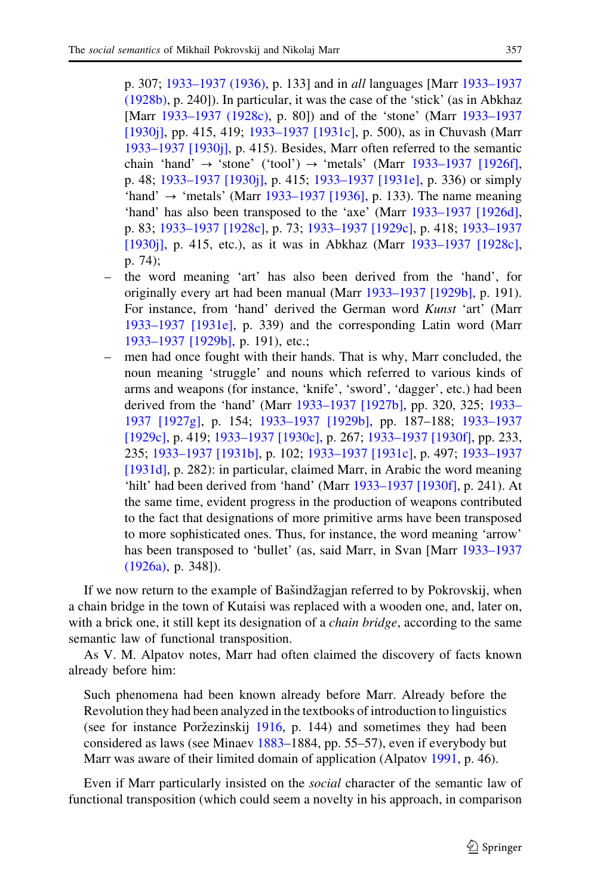p. 307; 1933–1937 (1936), p. 133] and in *all* languages [Marr 1933–1937 (1928b), p. 240]). In particular, it was the case of the 'stick' (as in Abkhaz [Marr 1933–1937 (1928c), p. 80]) and of the 'stone' (Marr 1933–1937 [1930j], pp. 415, 419; 1933–1937 [1931c], p. 500), as in Chuvash (Marr 1933–1937 [1930j], p. 415). Besides, Marr often referred to the semantic chain 'hand' → 'stone' ('tool') → 'metals' (Marr 1933–1937 [1926f], p. 48; 1933–1937 [1930j], p. 415; 1933–1937 [1931e], p. 336) or simply 'hand' → 'metals' (Marr 1933–1937 [1936], p. 133). The name meaning 'hand' has also been transposed to the 'axe' (Marr 1933–1937 [1926d], p. 83; 1933–1937 [1928c], p. 73; 1933–1937 [1929c], p. 418; 1933–1937 [1930j], p. 415, etc.), as it was in Abkhaz (Marr 1933–1937 [1928c], p. 74);

– the word meaning 'art' has also been derived from the 'hand', for originally every art had been manual (Marr 1933–1937 [1929b], p. 191). For instance, from 'hand' derived the German word *Kunst* 'art' (Marr 1933–1937 [1931e], p. 339) and the corresponding Latin word (Marr 1933–1937 [1929b], p. 191), etc.;
– men had once fought with their hands. That is why, Marr concluded, the noun meaning 'struggle' and nouns which referred to various kinds of arms and weapons (for instance, 'knife', 'sword', 'dagger', etc.) had been derived from the 'hand' (Marr 1933–1937 [1927b], pp. 320, 325; 1933–1937 [1927g], p. 154; 1933–1937 [1929b], pp. 187–188; 1933–1937 [1929c], p. 419; 1933–1937 [1930c], p. 267; 1933–1937 [1930f], pp. 233, 235; 1933–1937 [1931b], p. 102; 1933–1937 [1931c], p. 497; 1933–1937 [1931d], p. 282): in particular, claimed Marr, in Arabic the word meaning 'hilt' had been derived from 'hand' (Marr 1933–1937 [1930f], p. 241). At the same time, evident progress in the production of weapons contributed to the fact that designations of more primitive arms have been transposed to more sophisticated ones. Thus, for instance, the word meaning 'arrow' has been transposed to 'bullet' (as, said Marr, in Svan [Marr 1933–1937 (1926a), p. 348]).

If we now return to the example of Bašindžagjan referred to by Pokrovskij, when a chain bridge in the town of Kutaisi was replaced with a wooden one, and, later on, with a brick one, it still kept its designation of a *chain bridge*, according to the same semantic law of functional transposition.

As V. M. Alpatov notes, Marr had often claimed the discovery of facts known already before him:

> Such phenomena had been known already before Marr. Already before the Revolution they had been analyzed in the textbooks of introduction to linguistics (see for instance Poržezinskij 1916, p. 144) and sometimes they had been considered as laws (see Minaev 1883–1884, pp. 55–57), even if everybody but Marr was aware of their limited domain of application (Alpatov 1991, p. 46).

Even if Marr particularly insisted on the *social* character of the semantic law of functional transposition (which could seem a novelty in his approach, in comparison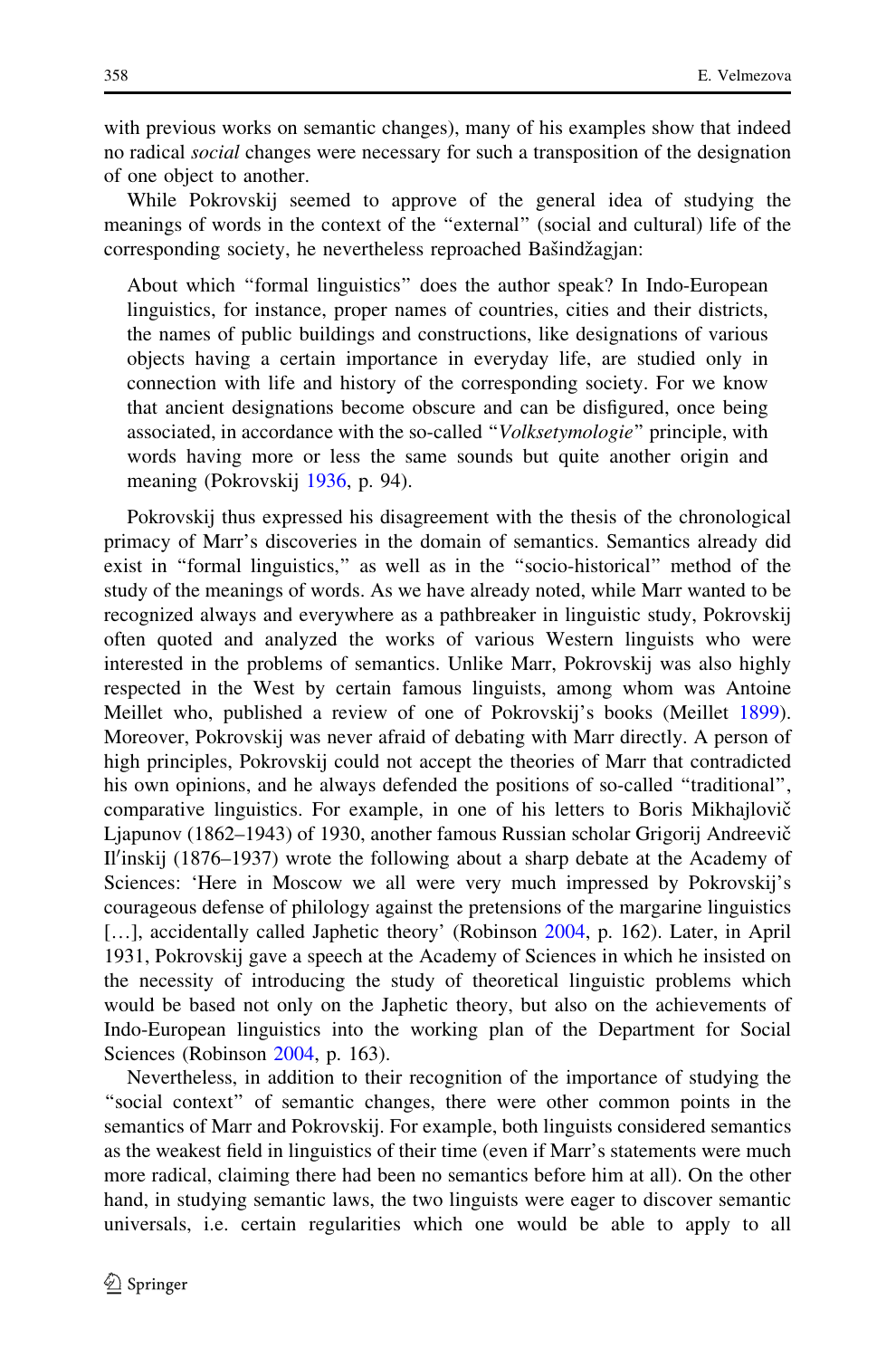with previous works on semantic changes), many of his examples show that indeed no radical *social* changes were necessary for such a transposition of the designation of one object to another.

While Pokrovskij seemed to approve of the general idea of studying the meanings of words in the context of the "external" (social and cultural) life of the corresponding society, he nevertheless reproached Bašindžagjan:

> About which "formal linguistics" does the author speak? In Indo-European linguistics, for instance, proper names of countries, cities and their districts, the names of public buildings and constructions, like designations of various objects having a certain importance in everyday life, are studied only in connection with life and history of the corresponding society. For we know that ancient designations become obscure and can be disfigured, once being associated, in accordance with the so-called "*Volksetymologie*" principle, with words having more or less the same sounds but quite another origin and meaning (Pokrovskij 1936, p. 94).

Pokrovskij thus expressed his disagreement with the thesis of the chronological primacy of Marr's discoveries in the domain of semantics. Semantics already did exist in "formal linguistics," as well as in the "socio-historical" method of the study of the meanings of words. As we have already noted, while Marr wanted to be recognized always and everywhere as a pathbreaker in linguistic study, Pokrovskij often quoted and analyzed the works of various Western linguists who were interested in the problems of semantics. Unlike Marr, Pokrovskij was also highly respected in the West by certain famous linguists, among whom was Antoine Meillet who, published a review of one of Pokrovskij's books (Meillet 1899). Moreover, Pokrovskij was never afraid of debating with Marr directly. A person of high principles, Pokrovskij could not accept the theories of Marr that contradicted his own opinions, and he always defended the positions of so-called "traditional", comparative linguistics. For example, in one of his letters to Boris Mikhajlovič Ljapunov (1862–1943) of 1930, another famous Russian scholar Grigorij Andreevič Il′inskij (1876–1937) wrote the following about a sharp debate at the Academy of Sciences: 'Here in Moscow we all were very much impressed by Pokrovskij's courageous defense of philology against the pretensions of the margarine linguistics […], accidentally called Japhetic theory' (Robinson 2004, p. 162). Later, in April 1931, Pokrovskij gave a speech at the Academy of Sciences in which he insisted on the necessity of introducing the study of theoretical linguistic problems which would be based not only on the Japhetic theory, but also on the achievements of Indo-European linguistics into the working plan of the Department for Social Sciences (Robinson 2004, p. 163).

Nevertheless, in addition to their recognition of the importance of studying the "social context" of semantic changes, there were other common points in the semantics of Marr and Pokrovskij. For example, both linguists considered semantics as the weakest field in linguistics of their time (even if Marr's statements were much more radical, claiming there had been no semantics before him at all). On the other hand, in studying semantic laws, the two linguists were eager to discover semantic universals, i.e. certain regularities which one would be able to apply to all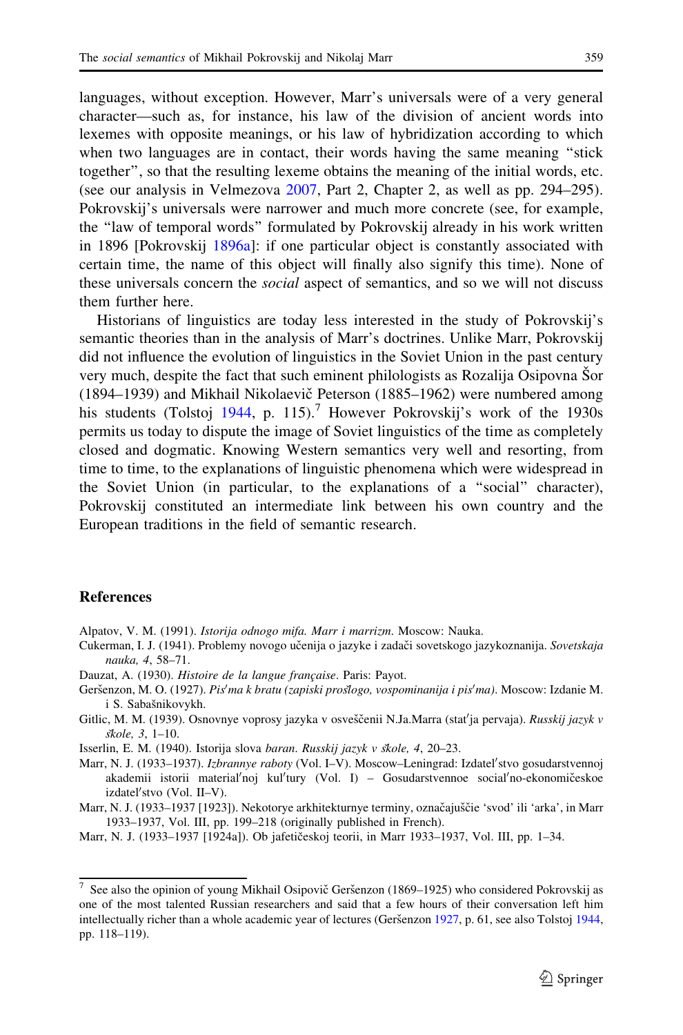languages, without exception. However, Marr's universals were of a very general character—such as, for instance, his law of the division of ancient words into lexemes with opposite meanings, or his law of hybridization according to which when two languages are in contact, their words having the same meaning "stick together", so that the resulting lexeme obtains the meaning of the initial words, etc. (see our analysis in Velmezova 2007, Part 2, Chapter 2, as well as pp. 294–295). Pokrovskij's universals were narrower and much more concrete (see, for example, the "law of temporal words" formulated by Pokrovskij already in his work written in 1896 [Pokrovskij 1896a]: if one particular object is constantly associated with certain time, the name of this object will finally also signify this time). None of these universals concern the *social* aspect of semantics, and so we will not discuss them further here.

Historians of linguistics are today less interested in the study of Pokrovskij's semantic theories than in the analysis of Marr's doctrines. Unlike Marr, Pokrovskij did not influence the evolution of linguistics in the Soviet Union in the past century very much, despite the fact that such eminent philologists as Rozalija Osipovna Šor (1894–1939) and Mikhail Nikolaevič Peterson (1885–1962) were numbered among his students (Tolstoj 1944, p. 115).[7] However Pokrovskij's work of the 1930s permits us today to dispute the image of Soviet linguistics of the time as completely closed and dogmatic. Knowing Western semantics very well and resorting, from time to time, to the explanations of linguistic phenomena which were widespread in the Soviet Union (in particular, to the explanations of a "social" character), Pokrovskij constituted an intermediate link between his own country and the European traditions in the field of semantic research.

## References

Alpatov, V. M. (1991). *Istorija odnogo mifa. Marr i marrizm*. Moscow: Nauka.

Cukerman, I. J. (1941). Problemy novogo učenija o jazyke i zadači sovetskogo jazykoznanija. *Sovetskaja nauka, 4*, 58–71.

Dauzat, A. (1930). *Histoire de la langue française*. Paris: Payot.

Geršenzon, M. O. (1927). *Pis′ma k bratu (zapiski prošlogo, vospominanija i pis′ma)*. Moscow: Izdanie M. i S. Sabašnikovykh.

Gitlic, M. M. (1939). Osnovnye voprosy jazyka v osveščenii N.Ja.Marra (stat′ja pervaja). *Russkij jazyk v škole, 3*, 1–10.

Isserlin, E. M. (1940). Istorija slova *baran*. *Russkij jazyk v škole, 4*, 20–23.

Marr, N. J. (1933–1937). *Izbrannye raboty* (Vol. I–V). Moscow–Leningrad: Izdatel′stvo gosudarstvennoj akademii istorii material′noj kul′tury (Vol. I) – Gosudarstvennoe social′no-ekonomičeskoe izdatel′stvo (Vol. II–V).

Marr, N. J. (1933–1937 [1923]). Nekotorye arkhitekturnye terminy, označajuščie 'svod' ili 'arka', in Marr 1933–1937, Vol. III, pp. 199–218 (originally published in French).

Marr, N. J. (1933–1937 [1924a]). Ob jafetičeskoj teorii, in Marr 1933–1937, Vol. III, pp. 1–34.

---

[7] See also the opinion of young Mikhail Osipovič Geršenzon (1869–1925) who considered Pokrovskij as one of the most talented Russian researchers and said that a few hours of their conversation left him intellectually richer than a whole academic year of lectures (Geršenzon 1927, p. 61, see also Tolstoj 1944, pp. 118–119).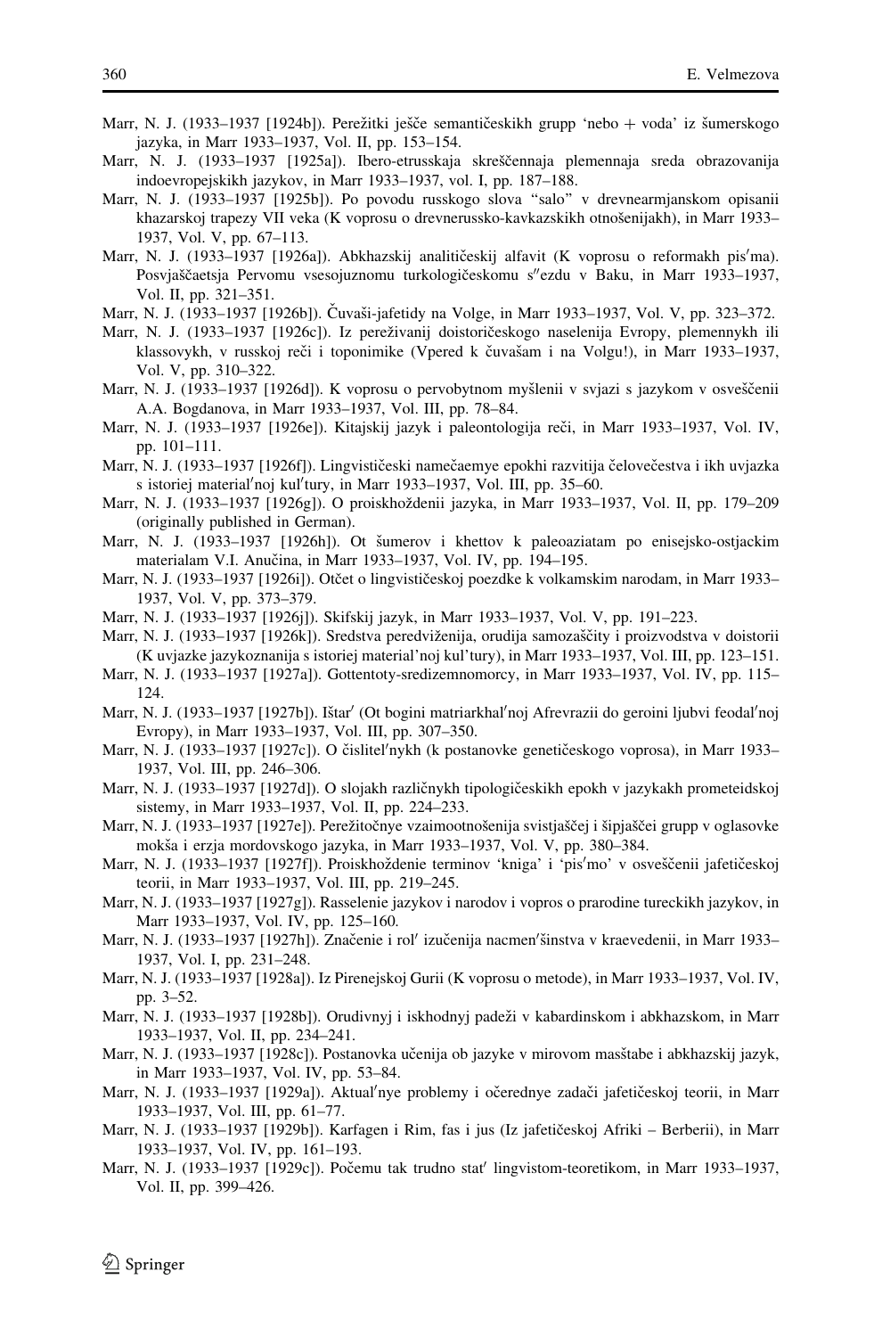Marr, N. J. (1933–1937 [1924b]). Perežitki ešče semantičeskikh grupp 'nebo + voda' iz šumerskogo jazyka, in Marr 1933–1937, Vol. II, pp. 153–154.

Marr, N. J. (1933–1937 [1925a]). Ibero-etrusskaja skreščennaja plemennaja sreda obrazovanija indoevropejskikh jazykov, in Marr 1933–1937, vol. I, pp. 187–188.

Marr, N. J. (1933–1937 [1925b]). Po povodu russkogo slova "salo" v drevnearmjanskom opisanii khazarskoj trapezy VII veka (K voprosu o drevnerussko-kavkazskikh otnošenijakh), in Marr 1933–1937, Vol. V, pp. 67–113.

Marr, N. J. (1933–1937 [1926a]). Abkhazskij analitičeskij alfavit (K voprosu o reformakh pis′ma). Posvjaščaetsja Pervomu vsesojuznomu turkologičeskomu s″ezdu v Baku, in Marr 1933–1937, Vol. II, pp. 321–351.

Marr, N. J. (1933–1937 [1926b]). Čuvaši-jafetidy na Volge, in Marr 1933–1937, Vol. V, pp. 323–372.

Marr, N. J. (1933–1937 [1926c]). Iz pereživanij doistoričeskogo naselenija Evropy, plemennykh ili klassovykh, v russkoj reči i toponimike (Vpered k čuvašam i na Volgu!), in Marr 1933–1937, Vol. V, pp. 310–322.

Marr, N. J. (1933–1937 [1926d]). K voprosu o pervobytnom myšlenii v svjazi s jazykom v osveščenii A.A. Bogdanova, in Marr 1933–1937, Vol. III, pp. 78–84.

Marr, N. J. (1933–1937 [1926e]). Kitajskij jazyk i paleontologija reči, in Marr 1933–1937, Vol. IV, pp. 101–111.

Marr, N. J. (1933–1937 [1926f]). Lingvističeski namečaemye epokhi razvitija čelovečestva i ikh uvjazka s istoriej material′noj kul′tury, in Marr 1933–1937, Vol. III, pp. 35–60.

Marr, N. J. (1933–1937 [1926g]). O proiskhoždenii jazyka, in Marr 1933–1937, Vol. II, pp. 179–209 (originally published in German).

Marr, N. J. (1933–1937 [1926h]). Ot šumerov i khettov k paleoaziatam po enisejsko-ostjackim materialam V.I. Anučina, in Marr 1933–1937, Vol. IV, pp. 194–195.

Marr, N. J. (1933–1937 [1926i]). Otčet o lingvističeskoj poezdke k volkamskim narodam, in Marr 1933–1937, Vol. V, pp. 373–379.

Marr, N. J. (1933–1937 [1926j]). Skifskij jazyk, in Marr 1933–1937, Vol. V, pp. 191–223.

Marr, N. J. (1933–1937 [1926k]). Sredstva peredviženija, orudija samozaščity i proizvodstva v doistorii (K uvjazke jazykoznanija s istoriej material′noj kul′tury), in Marr 1933–1937, Vol. III, pp. 123–151.

Marr, N. J. (1933–1937 [1927a]). Gottentoty-sredizemnomorcy, in Marr 1933–1937, Vol. IV, pp. 115–124.

Marr, N. J. (1933–1937 [1927b]). Ištar′ (Ot bogini matriarkhal′noj Afrevrazii do geroini ljubvi feodal′noj Evropy), in Marr 1933–1937, Vol. III, pp. 307–350.

Marr, N. J. (1933–1937 [1927c]). O čislitel′nykh (k postanovke genetičeskogo voprosa), in Marr 1933–1937, Vol. III, pp. 246–306.

Marr, N. J. (1933–1937 [1927d]). O slojakh različnykh tipologičeskikh epokh v jazykakh prometeidskoj sistemy, in Marr 1933–1937, Vol. II, pp. 224–233.

Marr, N. J. (1933–1937 [1927e]). Perežitočnye vzaimootnošenija svistjaščej i šipjaščei grupp v oglasovke mokša i erzja mordovskogo jazyka, in Marr 1933–1937, Vol. V, pp. 380–384.

Marr, N. J. (1933–1937 [1927f]). Proiskhoždenie terminov 'kniga' i 'pis′mo' v osveščenii jafetičeskoj teorii, in Marr 1933–1937, Vol. III, pp. 219–245.

Marr, N. J. (1933–1937 [1927g]). Rasselenie jazykov i narodov i vopros o prarodine tureckikh jazykov, in Marr 1933–1937, Vol. IV, pp. 125–160.

Marr, N. J. (1933–1937 [1927h]). Značenie i rol′ izučenija nacmen′šinstva v kraevedenii, in Marr 1933–1937, Vol. I, pp. 231–248.

Marr, N. J. (1933–1937 [1928a]). Iz Pirenejskoj Gurii (K voprosu o metode), in Marr 1933–1937, Vol. IV, pp. 3–52.

Marr, N. J. (1933–1937 [1928b]). Orudivnyj i iskhodnyj padeži v kabardinskom i abkhazskom, in Marr 1933–1937, Vol. II, pp. 234–241.

Marr, N. J. (1933–1937 [1928c]). Postanovka učenija ob jazyke v mirovom masštabe i abkhazskij jazyk, in Marr 1933–1937, Vol. IV, pp. 53–84.

Marr, N. J. (1933–1937 [1929a]). Aktual′nye problemy i očerednye zadači jafetičeskoj teorii, in Marr 1933–1937, Vol. III, pp. 61–77.

Marr, N. J. (1933–1937 [1929b]). Karfagen i Rim, fas i jus (Iz jafetičeskoj Afriki – Berberii), in Marr 1933–1937, Vol. IV, pp. 161–193.

Marr, N. J. (1933–1937 [1929c]). Počemu tak trudno stat′ lingvistom-teoretikom, in Marr 1933–1937, Vol. II, pp. 399–426.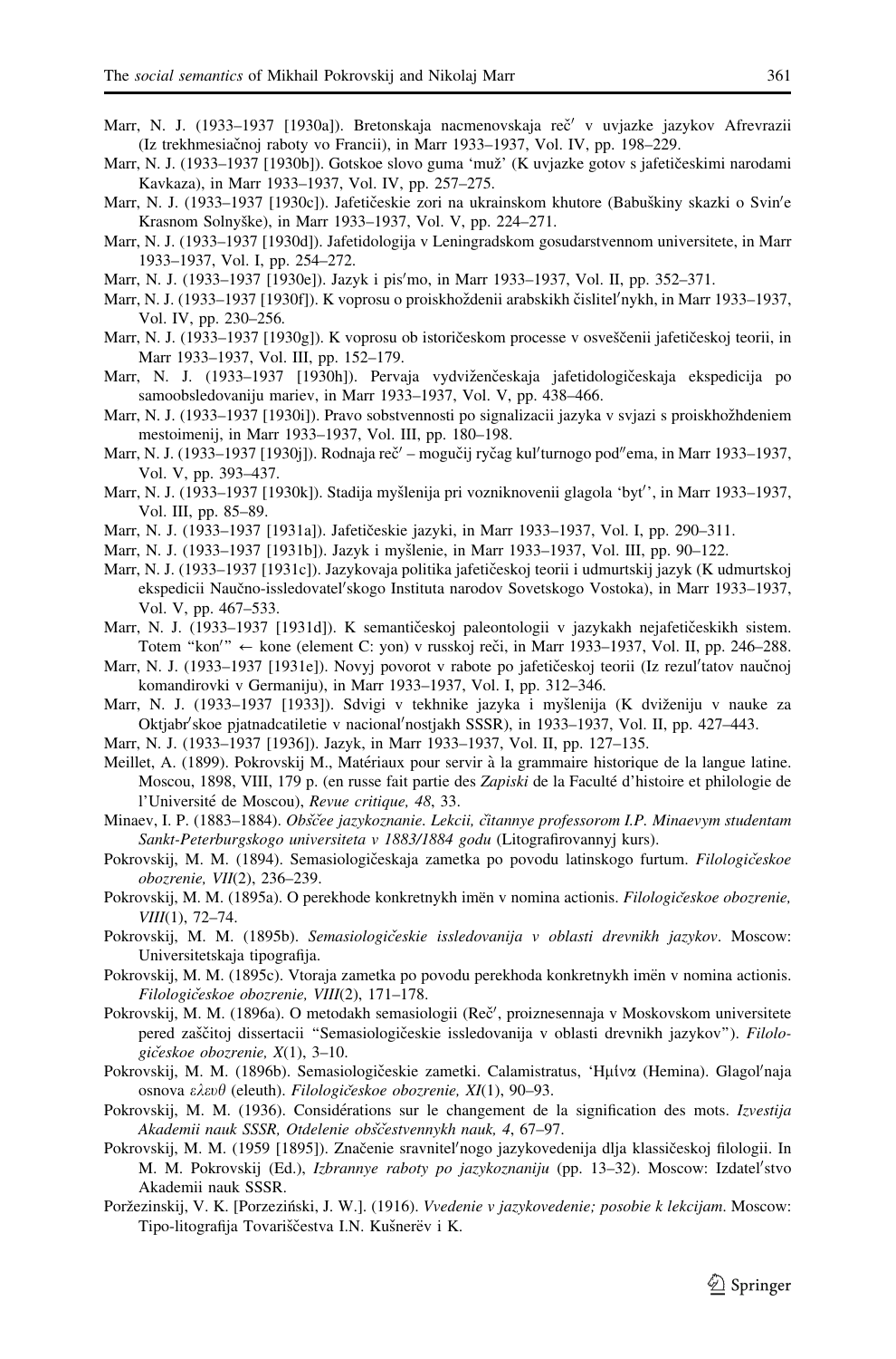Marr, N. J. (1933–1937 [1930a]). Bretonskaja nacmenovskaja reč′ v uvjazke jazykov Afrevrazii (Iz trekhmesiačnoj raboty vo Francii), in Marr 1933–1937, Vol. IV, pp. 198–229.

Marr, N. J. (1933–1937 [1930b]). Gotskoe slovo guma 'muž' (K uvjazke gotov s jafetičeskimi narodami Kavkaza), in Marr 1933–1937, Vol. IV, pp. 257–275.

Marr, N. J. (1933–1937 [1930c]). Jafetičeskie zori na ukrainskom khutore (Babuškiny skazki o Svin′e Krasnom Solnyške), in Marr 1933–1937, Vol. V, pp. 224–271.

Marr, N. J. (1933–1937 [1930d]). Jafetidologija v Leningradskom gosudarstvennom universitete, in Marr 1933–1937, Vol. I, pp. 254–272.

Marr, N. J. (1933–1937 [1930e]). Jazyk i pis′mo, in Marr 1933–1937, Vol. II, pp. 352–371.

Marr, N. J. (1933–1937 [1930f]). K voprosu o proiskhoždenii arabskikh čislitel′nykh, in Marr 1933–1937, Vol. IV, pp. 230–256.

Marr, N. J. (1933–1937 [1930g]). K voprosu ob istoričeskom processe v osveščenii jafetičeskoj teorii, in Marr 1933–1937, Vol. III, pp. 152–179.

Marr, N. J. (1933–1937 [1930h]). Pervaja vydviženčeskaja jafetidologičeskaja ekspedicija po samoobsledovaniju mariev, in Marr 1933–1937, Vol. V, pp. 438–466.

Marr, N. J. (1933–1937 [1930i]). Pravo sobstvennosti po signalizacii jazyka v svjazi s proiskhožhdeniem mestoimenij, in Marr 1933–1937, Vol. III, pp. 180–198.

Marr, N. J. (1933–1937 [1930j]). Rodnaja reč′ – mogučij ryčag kul′turnogo pod″ema, in Marr 1933–1937, Vol. V, pp. 393–437.

Marr, N. J. (1933–1937 [1930k]). Stadija myšlenija pri vozniknovenii glagola 'byt′', in Marr 1933–1937, Vol. III, pp. 85–89.

Marr, N. J. (1933–1937 [1931a]). Jafetičeskie jazyki, in Marr 1933–1937, Vol. I, pp. 290–311.

Marr, N. J. (1933–1937 [1931b]). Jazyk i myšlenie, in Marr 1933–1937, Vol. III, pp. 90–122.

Marr, N. J. (1933–1937 [1931c]). Jazykovaja politika jafetičeskoj teorii i udmurtskij jazyk (K udmurtskoj ekspedicii Naučno-issledovatel′skogo Instituta narodov Sovetskogo Vostoka), in Marr 1933–1937, Vol. V, pp. 467–533.

Marr, N. J. (1933–1937 [1931d]). K semantičeskoj paleontologii v jazykakh nejafetičeskikh sistem. Totem "kon′" ← kone (element C: yon) v russkoj reči, in Marr 1933–1937, Vol. II, pp. 246–288.

Marr, N. J. (1933–1937 [1931e]). Novyj povorot v rabote po jafetičeskoj teorii (Iz rezul′tatov naučnoj komandirovki v Germaniju), in Marr 1933–1937, Vol. I, pp. 312–346.

Marr, N. J. (1933–1937 [1933]). Sdvigi v tekhnike jazyka i myšlenija (K dviženiju v nauke za Oktjabr′skoe pjatnadcatiletie v nacional′nostjakh SSSR), in 1933–1937, Vol. II, pp. 427–443.

Marr, N. J. (1933–1937 [1936]). Jazyk, in Marr 1933–1937, Vol. II, pp. 127–135.

Meillet, A. (1899). Pokrovskij M., Matériaux pour servir à la grammaire historique de la langue latine. Moscou, 1898, VIII, 179 p. (en russe fait partie des *Zapiski* de la Faculté d'histoire et philologie de l'Université de Moscou), *Revue critique, 48*, 33.

Minaev, I. P. (1883–1884). *Obščee jazykoznanie. Lekcii, čitannye professorom I.P. Minaevym studentam Sankt-Peterburgskogo universiteta v 1883/1884 godu* (Litografirovannyj kurs).

Pokrovskij, M. M. (1894). Semasiologičeskaja zametka po povodu latinskogo furtum. *Filologičeskoe obozrenie, VII*(2), 236–239.

Pokrovskij, M. M. (1895a). O perekhode konkretnykh imën v nomina actionis. *Filologičeskoe obozrenie, VIII*(1), 72–74.

Pokrovskij, M. M. (1895b). *Semasiologičeskie issledovanija v oblasti drevnikh jazykov*. Moscow: Universitetskaja tipografija.

Pokrovskij, M. M. (1895c). Vtoraja zametka po povodu perekhoda konkretnykh imën v nomina actionis. *Filologičeskoe obozrenie, VIII*(2), 171–178.

Pokrovskij, M. M. (1896a). O metodakh semasiologii (Reč′, proiznesennaja v Moskovskom universitete pered zaščitoj dissertacii "Semasiologičeskie issledovanija v oblasti drevnikh jazykov"). *Filologičeskoe obozrenie, X*(1), 3–10.

Pokrovskij, M. M. (1896b). Semasiologičeskie zametki. Calamistratus, 'Ημίνα (Hemina). Glagol′naja osnova *ελευθ* (eleuth). *Filologičeskoe obozrenie, XI*(1), 90–93.

Pokrovskij, M. M. (1936). Considérations sur le changement de la signification des mots. *Izvestija Akademii nauk SSSR, Otdelenie obščestvennykh nauk, 4*, 67–97.

Pokrovskij, M. M. (1959 [1895]). Značenie sravnitel′nogo jazykovedenija dlja klassičeskoj filologii. In M. M. Pokrovskij (Ed.), *Izbrannye raboty po jazykoznaniju* (pp. 13–32). Moscow: Izdatel′stvo Akademii nauk SSSR.

Poržezinskij, V. K. [Porzeziński, J. W.]. (1916). *Vvedenie v jazykovedenie; posobie k lekcijam*. Moscow: Tipo-litografija Tovariščestva I.N. Kušnerëv i K.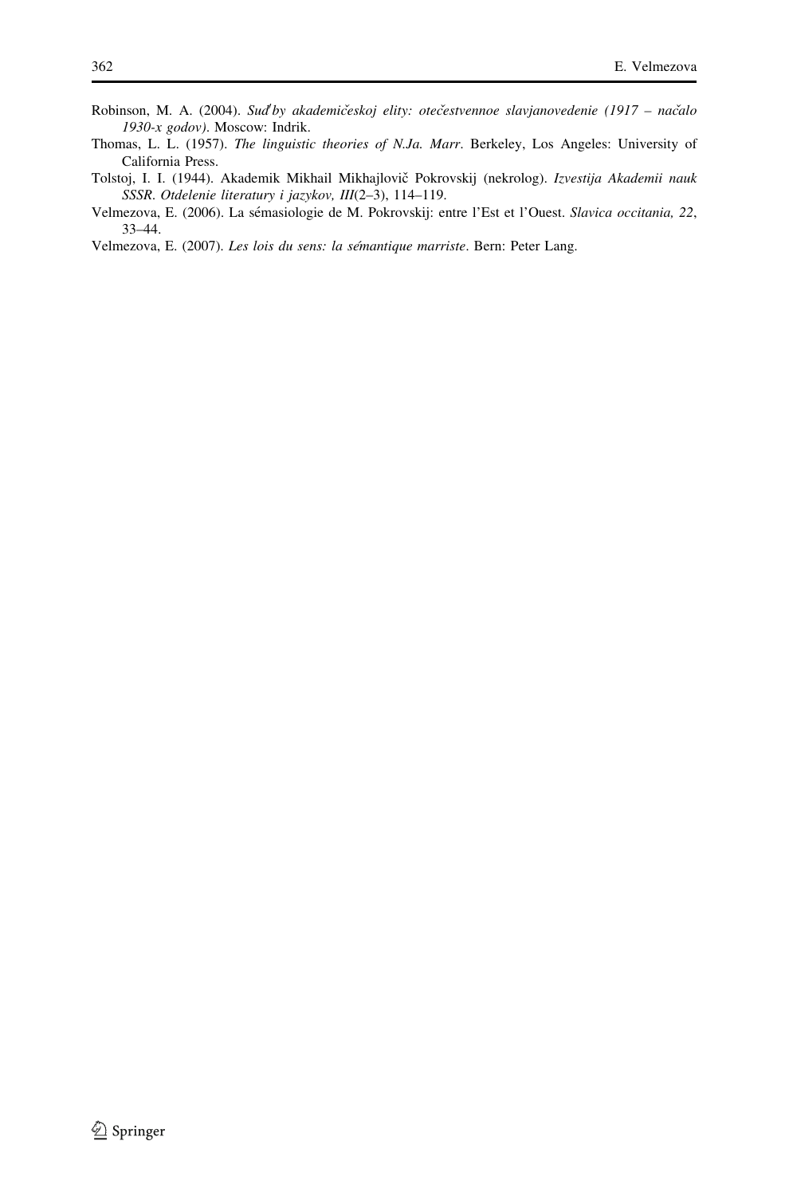Robinson, M. A. (2004). *Sud'by akademičeskoj elity: otečestvennoe slavjanovedenie (1917 – načalo 1930-x godov)*. Moscow: Indrik.

Thomas, L. L. (1957). *The linguistic theories of N.Ja. Marr*. Berkeley, Los Angeles: University of California Press.

Tolstoj, I. I. (1944). Akademik Mikhail Mikhajlovič Pokrovskij (nekrolog). *Izvestija Akademii nauk SSSR. Otdelenie literatury i jazykov, III*(2–3), 114–119.

Velmezova, E. (2006). La sémasiologie de M. Pokrovskij: entre l'Est et l'Ouest. *Slavica occitania, 22*, 33–44.

Velmezova, E. (2007). *Les lois du sens: la sémantique marriste*. Bern: Peter Lang.